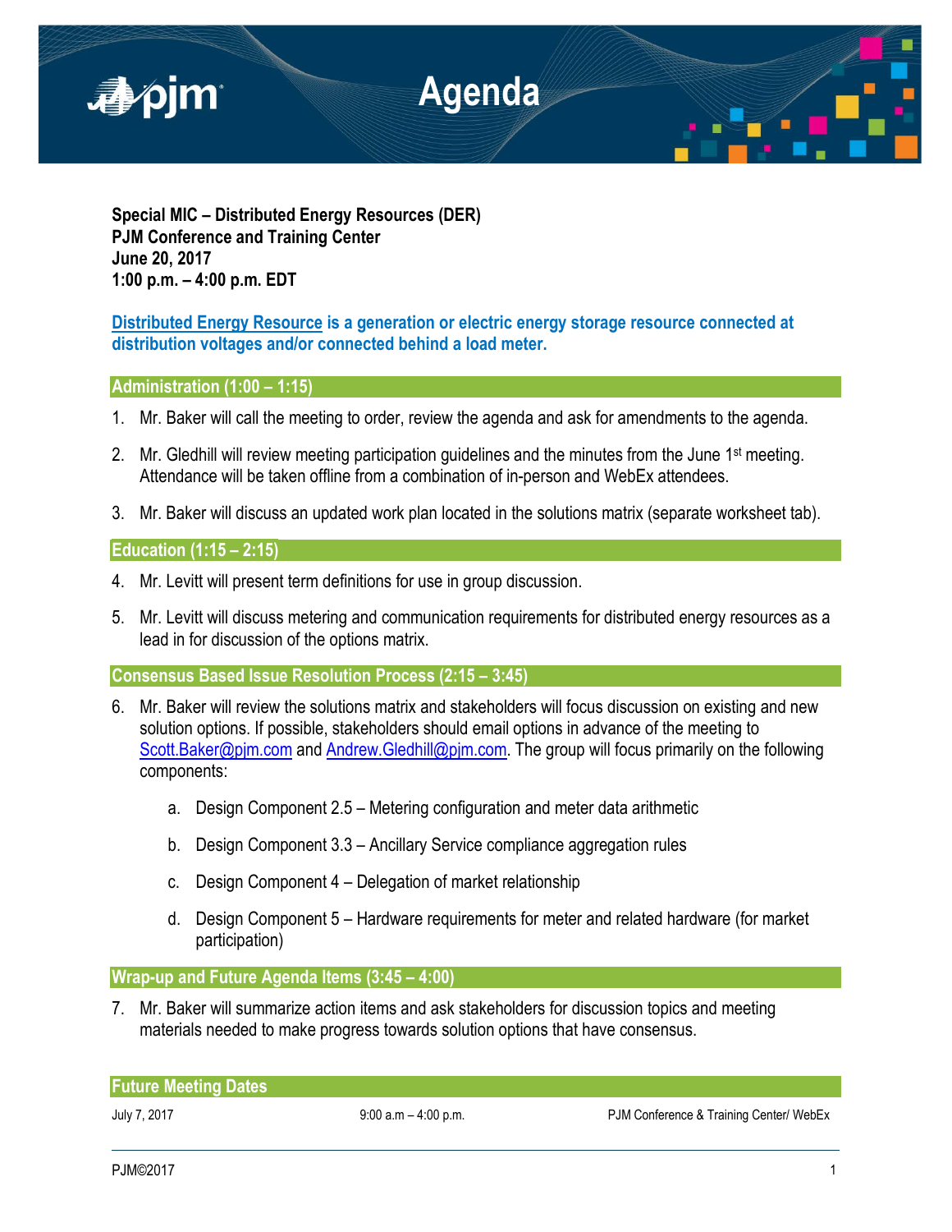# Agenda

**Special MIC – Distributed Energy Resources (DER)**
**PJM Conference and Training Center**
**June 20, 2017**
**1:00 p.m. – 4:00 p.m. EDT**

**Distributed Energy Resource is a generation or electric energy storage resource connected at distribution voltages and/or connected behind a load meter.**

## Administration (1:00 – 1:15)

1. Mr. Baker will call the meeting to order, review the agenda and ask for amendments to the agenda.

2. Mr. Gledhill will review meeting participation guidelines and the minutes from the June 1st meeting. Attendance will be taken offline from a combination of in-person and WebEx attendees.

3. Mr. Baker will discuss an updated work plan located in the solutions matrix (separate worksheet tab).

## Education (1:15 – 2:15)

4. Mr. Levitt will present term definitions for use in group discussion.

5. Mr. Levitt will discuss metering and communication requirements for distributed energy resources as a lead in for discussion of the options matrix.

## Consensus Based Issue Resolution Process (2:15 – 3:45)

6. Mr. Baker will review the solutions matrix and stakeholders will focus discussion on existing and new solution options. If possible, stakeholders should email options in advance of the meeting to Scott.Baker@pjm.com and Andrew.Gledhill@pjm.com. The group will focus primarily on the following components:

    a. Design Component 2.5 – Metering configuration and meter data arithmetic

    b. Design Component 3.3 – Ancillary Service compliance aggregation rules

    c. Design Component 4 – Delegation of market relationship

    d. Design Component 5 – Hardware requirements for meter and related hardware (for market participation)

## Wrap-up and Future Agenda Items (3:45 – 4:00)

7. Mr. Baker will summarize action items and ask stakeholders for discussion topics and meeting materials needed to make progress towards solution options that have consensus.

## Future Meeting Dates

| | | |
|---|---|---|
| July 7, 2017 | 9:00 a.m – 4:00 p.m. | PJM Conference & Training Center/ WebEx |

PJM©2017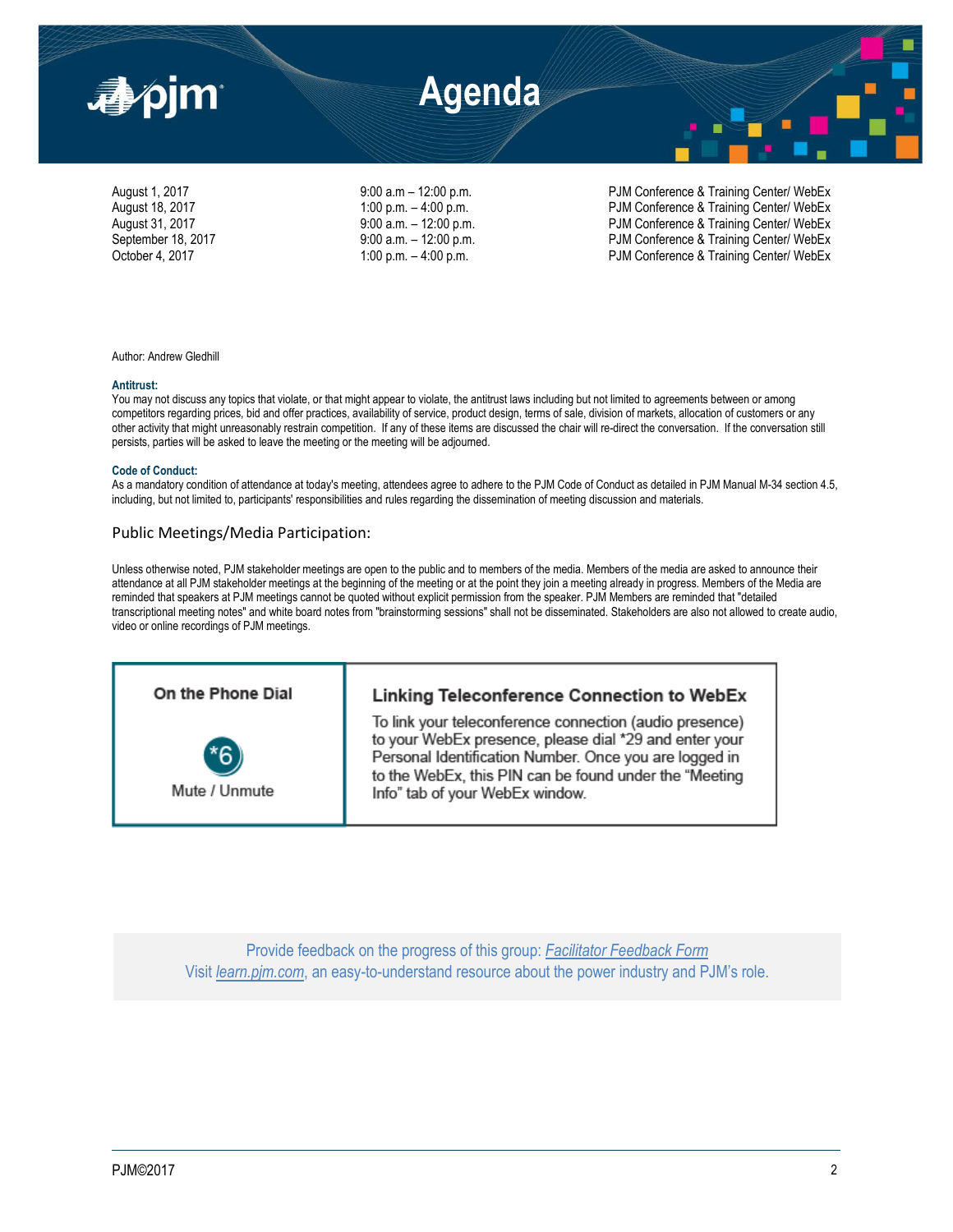# Agenda

| | | |
|---|---|---|
| August 1, 2017 | 9:00 a.m – 12:00 p.m. | PJM Conference & Training Center/ WebEx |
| August 18, 2017 | 1:00 p.m. – 4:00 p.m. | PJM Conference & Training Center/ WebEx |
| August 31, 2017 | 9:00 a.m. – 12:00 p.m. | PJM Conference & Training Center/ WebEx |
| September 18, 2017 | 9:00 a.m. – 12:00 p.m. | PJM Conference & Training Center/ WebEx |
| October 4, 2017 | 1:00 p.m. – 4:00 p.m. | PJM Conference & Training Center/ WebEx |

Author: Andrew Gledhill

**Antitrust:**

You may not discuss any topics that violate, or that might appear to violate, the antitrust laws including but not limited to agreements between or among competitors regarding prices, bid and offer practices, availability of service, product design, terms of sale, division of markets, allocation of customers or any other activity that might unreasonably restrain competition. If any of these items are discussed the chair will re-direct the conversation. If the conversation still persists, parties will be asked to leave the meeting or the meeting will be adjourned.

**Code of Conduct:**

As a mandatory condition of attendance at today's meeting, attendees agree to adhere to the PJM Code of Conduct as detailed in PJM Manual M-34 section 4.5, including, but not limited to, participants' responsibilities and rules regarding the dissemination of meeting discussion and materials.

## Public Meetings/Media Participation:

Unless otherwise noted, PJM stakeholder meetings are open to the public and to members of the media. Members of the media are asked to announce their attendance at all PJM stakeholder meetings at the beginning of the meeting or at the point they join a meeting already in progress. Members of the Media are reminded that speakers at PJM meetings cannot be quoted without explicit permission from the speaker. PJM Members are reminded that "detailed transcriptional meeting notes" and white board notes from "brainstorming sessions" shall not be disseminated. Stakeholders are also not allowed to create audio, video or online recordings of PJM meetings.

| On the Phone Dial | Linking Teleconference Connection to WebEx |
|---|---|
| *6 Mute / Unmute | To link your teleconference connection (audio presence) to your WebEx presence, please dial *29 and enter your Personal Identification Number. Once you are logged in to the WebEx, this PIN can be found under the "Meeting Info" tab of your WebEx window. |

Provide feedback on the progress of this group: *Facilitator Feedback Form*

Visit *learn.pjm.com*, an easy-to-understand resource about the power industry and PJM's role.